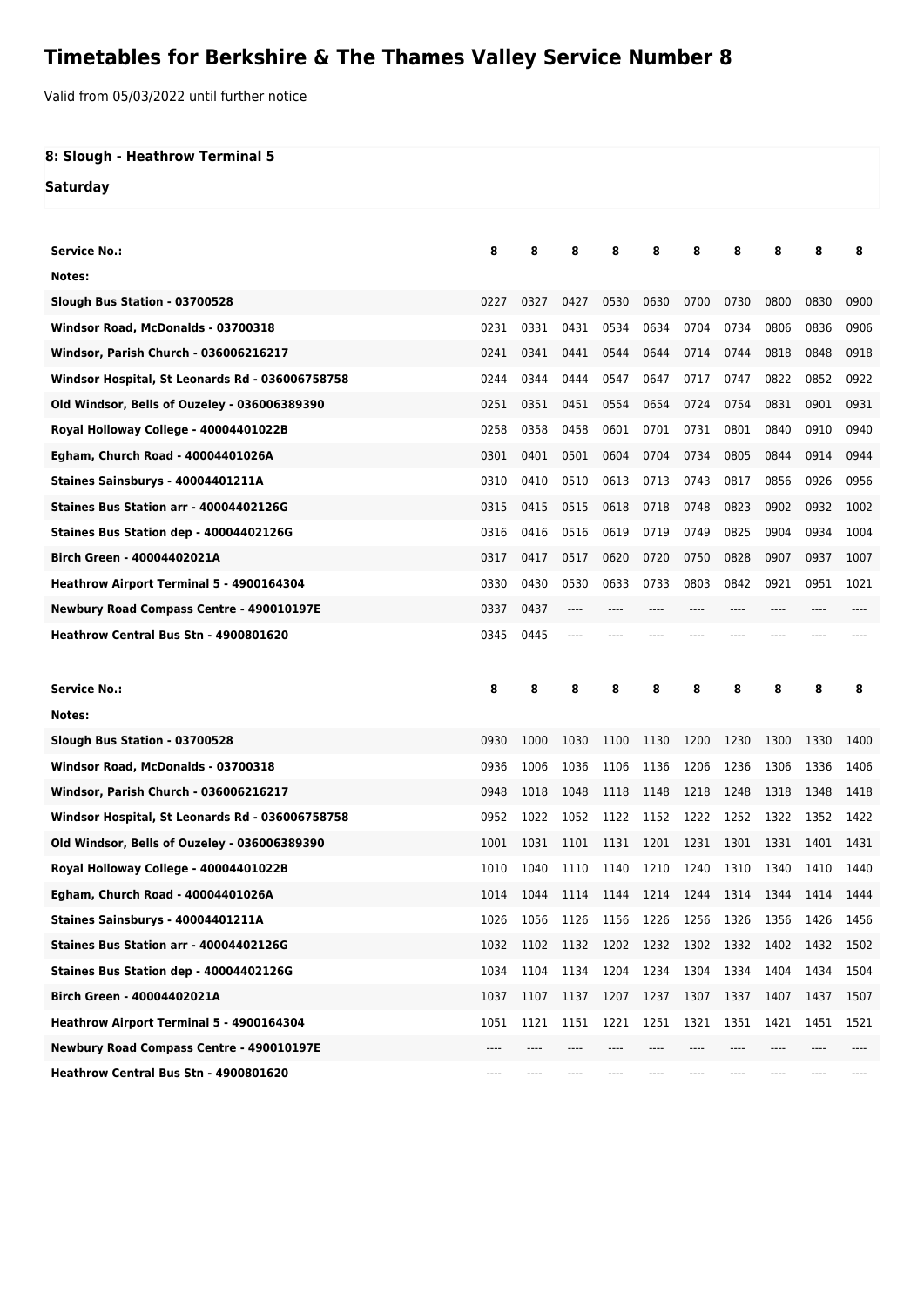# Timetables for Berkshire & The Thames Valley Service Number 8

Valid from 05/03/2022 until further notice

**8: Slough - Heathrow Terminal 5**

**Saturday**

| Service No.: | 8 | 8 | 8 | 8 | 8 | 8 | 8 | 8 | 8 | 8 |
|---|---|---|---|---|---|---|---|---|---|---|
| Notes: | | | | | | | | | | |
| Slough Bus Station - 03700528 | 0227 | 0327 | 0427 | 0530 | 0630 | 0700 | 0730 | 0800 | 0830 | 0900 |
| Windsor Road, McDonalds - 03700318 | 0231 | 0331 | 0431 | 0534 | 0634 | 0704 | 0734 | 0806 | 0836 | 0906 |
| Windsor, Parish Church - 036006216217 | 0241 | 0341 | 0441 | 0544 | 0644 | 0714 | 0744 | 0818 | 0848 | 0918 |
| Windsor Hospital, St Leonards Rd - 036006758758 | 0244 | 0344 | 0444 | 0547 | 0647 | 0717 | 0747 | 0822 | 0852 | 0922 |
| Old Windsor, Bells of Ouzeley - 036006389390 | 0251 | 0351 | 0451 | 0554 | 0654 | 0724 | 0754 | 0831 | 0901 | 0931 |
| Royal Holloway College - 40004401022B | 0258 | 0358 | 0458 | 0601 | 0701 | 0731 | 0801 | 0840 | 0910 | 0940 |
| Egham, Church Road - 40004401026A | 0301 | 0401 | 0501 | 0604 | 0704 | 0734 | 0805 | 0844 | 0914 | 0944 |
| Staines Sainsburys - 40004401211A | 0310 | 0410 | 0510 | 0613 | 0713 | 0743 | 0817 | 0856 | 0926 | 0956 |
| Staines Bus Station arr - 40004402126G | 0315 | 0415 | 0515 | 0618 | 0718 | 0748 | 0823 | 0902 | 0932 | 1002 |
| Staines Bus Station dep - 40004402126G | 0316 | 0416 | 0516 | 0619 | 0719 | 0749 | 0825 | 0904 | 0934 | 1004 |
| Birch Green - 40004402021A | 0317 | 0417 | 0517 | 0620 | 0720 | 0750 | 0828 | 0907 | 0937 | 1007 |
| Heathrow Airport Terminal 5 - 4900164304 | 0330 | 0430 | 0530 | 0633 | 0733 | 0803 | 0842 | 0921 | 0951 | 1021 |
| Newbury Road Compass Centre - 490010197E | 0337 | 0437 | ---- | ---- | ---- | ---- | ---- | ---- | ---- | ---- |
| Heathrow Central Bus Stn - 4900801620 | 0345 | 0445 | ---- | ---- | ---- | ---- | ---- | ---- | ---- | ---- |

| Service No.: | 8 | 8 | 8 | 8 | 8 | 8 | 8 | 8 | 8 | 8 |
|---|---|---|---|---|---|---|---|---|---|---|
| Notes: | | | | | | | | | | |
| Slough Bus Station - 03700528 | 0930 | 1000 | 1030 | 1100 | 1130 | 1200 | 1230 | 1300 | 1330 | 1400 |
| Windsor Road, McDonalds - 03700318 | 0936 | 1006 | 1036 | 1106 | 1136 | 1206 | 1236 | 1306 | 1336 | 1406 |
| Windsor, Parish Church - 036006216217 | 0948 | 1018 | 1048 | 1118 | 1148 | 1218 | 1248 | 1318 | 1348 | 1418 |
| Windsor Hospital, St Leonards Rd - 036006758758 | 0952 | 1022 | 1052 | 1122 | 1152 | 1222 | 1252 | 1322 | 1352 | 1422 |
| Old Windsor, Bells of Ouzeley - 036006389390 | 1001 | 1031 | 1101 | 1131 | 1201 | 1231 | 1301 | 1331 | 1401 | 1431 |
| Royal Holloway College - 40004401022B | 1010 | 1040 | 1110 | 1140 | 1210 | 1240 | 1310 | 1340 | 1410 | 1440 |
| Egham, Church Road - 40004401026A | 1014 | 1044 | 1114 | 1144 | 1214 | 1244 | 1314 | 1344 | 1414 | 1444 |
| Staines Sainsburys - 40004401211A | 1026 | 1056 | 1126 | 1156 | 1226 | 1256 | 1326 | 1356 | 1426 | 1456 |
| Staines Bus Station arr - 40004402126G | 1032 | 1102 | 1132 | 1202 | 1232 | 1302 | 1332 | 1402 | 1432 | 1502 |
| Staines Bus Station dep - 40004402126G | 1034 | 1104 | 1134 | 1204 | 1234 | 1304 | 1334 | 1404 | 1434 | 1504 |
| Birch Green - 40004402021A | 1037 | 1107 | 1137 | 1207 | 1237 | 1307 | 1337 | 1407 | 1437 | 1507 |
| Heathrow Airport Terminal 5 - 4900164304 | 1051 | 1121 | 1151 | 1221 | 1251 | 1321 | 1351 | 1421 | 1451 | 1521 |
| Newbury Road Compass Centre - 490010197E | ---- | ---- | ---- | ---- | ---- | ---- | ---- | ---- | ---- | ---- |
| Heathrow Central Bus Stn - 4900801620 | ---- | ---- | ---- | ---- | ---- | ---- | ---- | ---- | ---- | ---- |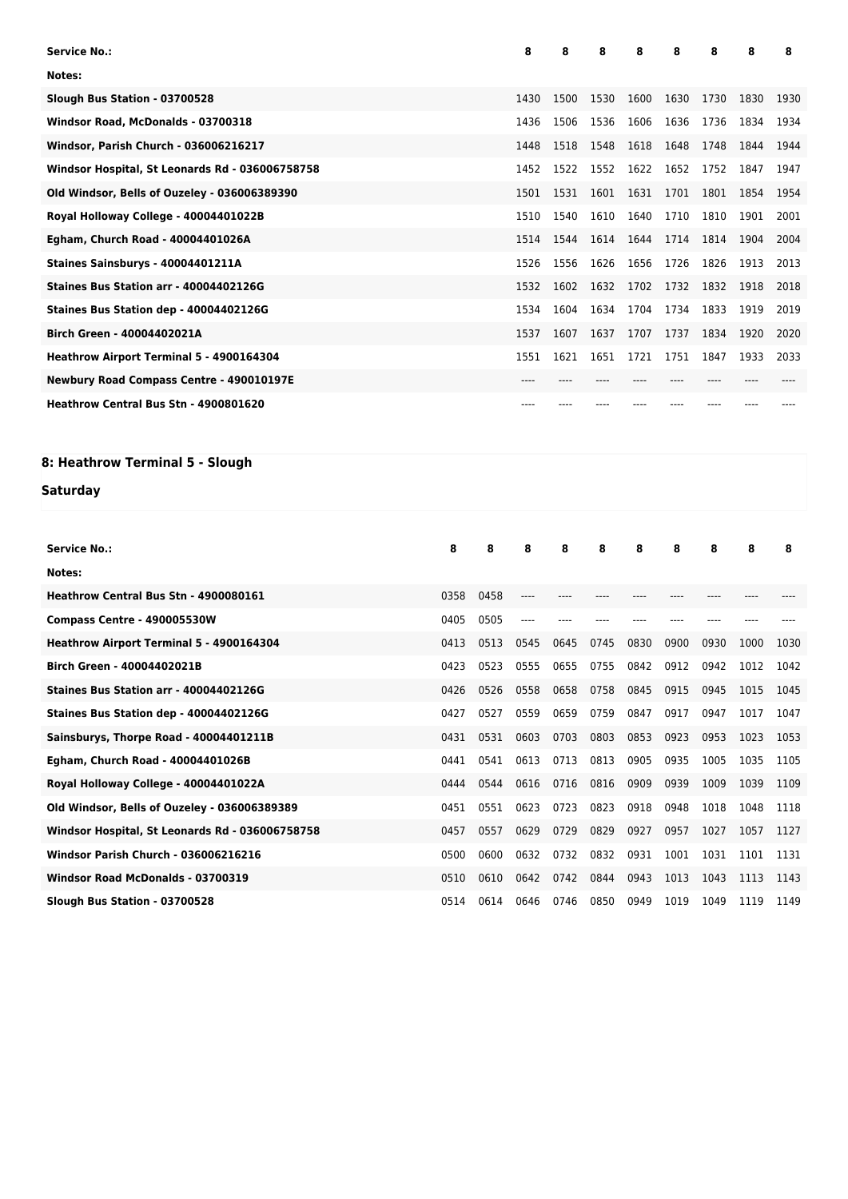| Service No.: | 8 | 8 | 8 | 8 | 8 | 8 | 8 | 8 |
| --- | --- | --- | --- | --- | --- | --- | --- | --- |
| Notes: | | | | | | | | |
| Slough Bus Station - 03700528 | 1430 | 1500 | 1530 | 1600 | 1630 | 1730 | 1830 | 1930 |
| Windsor Road, McDonalds - 03700318 | 1436 | 1506 | 1536 | 1606 | 1636 | 1736 | 1834 | 1934 |
| Windsor, Parish Church - 036006216217 | 1448 | 1518 | 1548 | 1618 | 1648 | 1748 | 1844 | 1944 |
| Windsor Hospital, St Leonards Rd - 036006758758 | 1452 | 1522 | 1552 | 1622 | 1652 | 1752 | 1847 | 1947 |
| Old Windsor, Bells of Ouzeley - 036006389390 | 1501 | 1531 | 1601 | 1631 | 1701 | 1801 | 1854 | 1954 |
| Royal Holloway College - 40004401022B | 1510 | 1540 | 1610 | 1640 | 1710 | 1810 | 1901 | 2001 |
| Egham, Church Road - 40004401026A | 1514 | 1544 | 1614 | 1644 | 1714 | 1814 | 1904 | 2004 |
| Staines Sainsburys - 40004401211A | 1526 | 1556 | 1626 | 1656 | 1726 | 1826 | 1913 | 2013 |
| Staines Bus Station arr - 40004402126G | 1532 | 1602 | 1632 | 1702 | 1732 | 1832 | 1918 | 2018 |
| Staines Bus Station dep - 40004402126G | 1534 | 1604 | 1634 | 1704 | 1734 | 1833 | 1919 | 2019 |
| Birch Green - 40004402021A | 1537 | 1607 | 1637 | 1707 | 1737 | 1834 | 1920 | 2020 |
| Heathrow Airport Terminal 5 - 4900164304 | 1551 | 1621 | 1651 | 1721 | 1751 | 1847 | 1933 | 2033 |
| Newbury Road Compass Centre - 490010197E | ---- | ---- | ---- | ---- | ---- | ---- | ---- | ---- |
| Heathrow Central Bus Stn - 4900801620 | ---- | ---- | ---- | ---- | ---- | ---- | ---- | ---- |

## 8: Heathrow Terminal 5 - Slough

### Saturday

| Service No.: | 8 | 8 | 8 | 8 | 8 | 8 | 8 | 8 | 8 | 8 |
| --- | --- | --- | --- | --- | --- | --- | --- | --- | --- | --- |
| Notes: | | | | | | | | | | |
| Heathrow Central Bus Stn - 4900080161 | 0358 | 0458 | ---- | ---- | ---- | ---- | ---- | ---- | ---- | ---- |
| Compass Centre - 490005530W | 0405 | 0505 | ---- | ---- | ---- | ---- | ---- | ---- | ---- | ---- |
| Heathrow Airport Terminal 5 - 4900164304 | 0413 | 0513 | 0545 | 0645 | 0745 | 0830 | 0900 | 0930 | 1000 | 1030 |
| Birch Green - 40004402021B | 0423 | 0523 | 0555 | 0655 | 0755 | 0842 | 0912 | 0942 | 1012 | 1042 |
| Staines Bus Station arr - 40004402126G | 0426 | 0526 | 0558 | 0658 | 0758 | 0845 | 0915 | 0945 | 1015 | 1045 |
| Staines Bus Station dep - 40004402126G | 0427 | 0527 | 0559 | 0659 | 0759 | 0847 | 0917 | 0947 | 1017 | 1047 |
| Sainsburys, Thorpe Road - 40004401211B | 0431 | 0531 | 0603 | 0703 | 0803 | 0853 | 0923 | 0953 | 1023 | 1053 |
| Egham, Church Road - 40004401026B | 0441 | 0541 | 0613 | 0713 | 0813 | 0905 | 0935 | 1005 | 1035 | 1105 |
| Royal Holloway College - 40004401022A | 0444 | 0544 | 0616 | 0716 | 0816 | 0909 | 0939 | 1009 | 1039 | 1109 |
| Old Windsor, Bells of Ouzeley - 036006389389 | 0451 | 0551 | 0623 | 0723 | 0823 | 0918 | 0948 | 1018 | 1048 | 1118 |
| Windsor Hospital, St Leonards Rd - 036006758758 | 0457 | 0557 | 0629 | 0729 | 0829 | 0927 | 0957 | 1027 | 1057 | 1127 |
| Windsor Parish Church - 036006216216 | 0500 | 0600 | 0632 | 0732 | 0832 | 0931 | 1001 | 1031 | 1101 | 1131 |
| Windsor Road McDonalds - 03700319 | 0510 | 0610 | 0642 | 0742 | 0844 | 0943 | 1013 | 1043 | 1113 | 1143 |
| Slough Bus Station - 03700528 | 0514 | 0614 | 0646 | 0746 | 0850 | 0949 | 1019 | 1049 | 1119 | 1149 |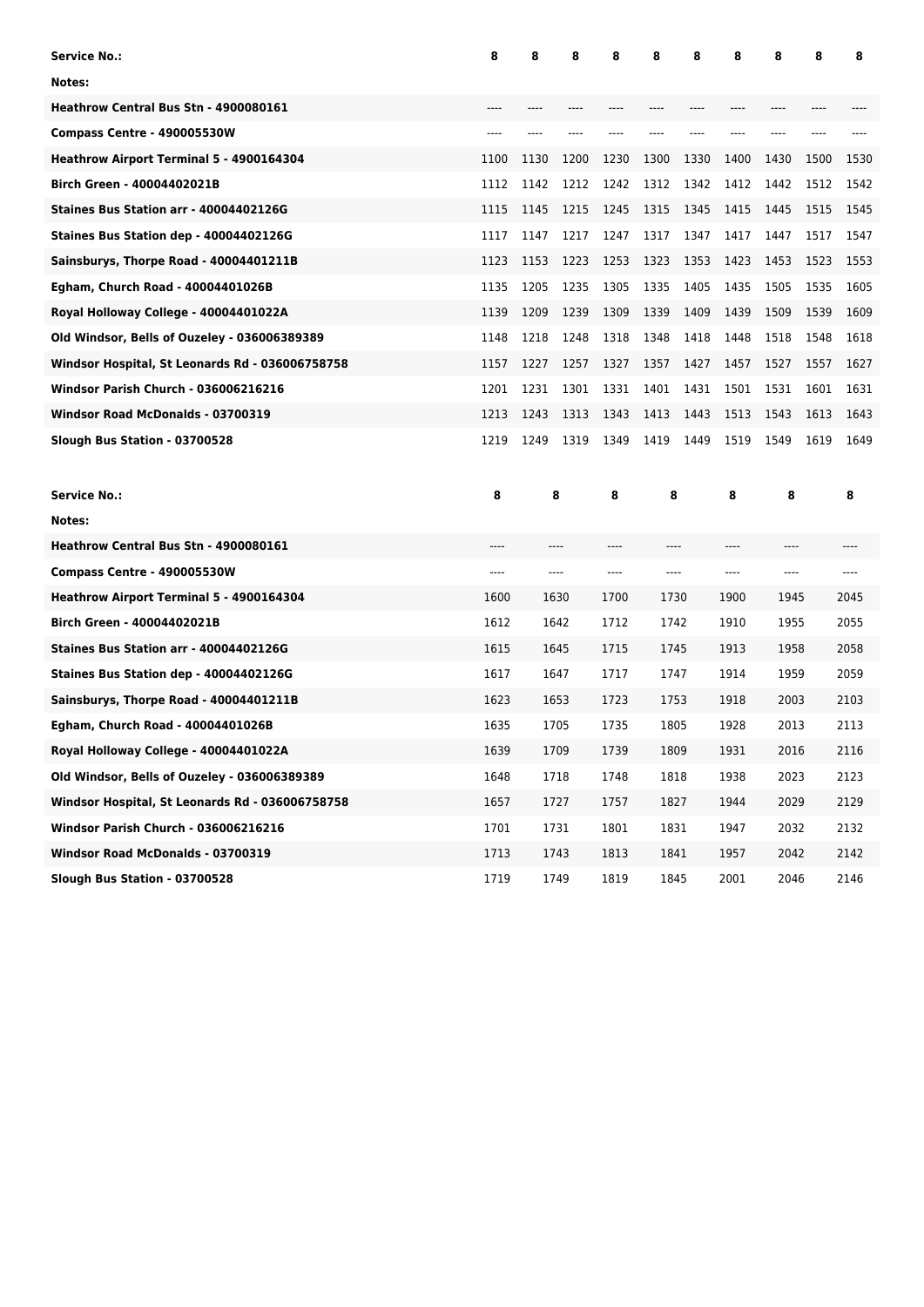| Service No.: | 8 | 8 | 8 | 8 | 8 | 8 | 8 | 8 | 8 | 8 |
|---|---|---|---|---|---|---|---|---|---|---|
| Notes: | | | | | | | | | | |
| Heathrow Central Bus Stn - 4900080161 | ---- | ---- | ---- | ---- | ---- | ---- | ---- | ---- | ---- | ---- |
| Compass Centre - 490005530W | ---- | ---- | ---- | ---- | ---- | ---- | ---- | ---- | ---- | ---- |
| Heathrow Airport Terminal 5 - 4900164304 | 1100 | 1130 | 1200 | 1230 | 1300 | 1330 | 1400 | 1430 | 1500 | 1530 |
| Birch Green - 40004402021B | 1112 | 1142 | 1212 | 1242 | 1312 | 1342 | 1412 | 1442 | 1512 | 1542 |
| Staines Bus Station arr - 40004402126G | 1115 | 1145 | 1215 | 1245 | 1315 | 1345 | 1415 | 1445 | 1515 | 1545 |
| Staines Bus Station dep - 40004402126G | 1117 | 1147 | 1217 | 1247 | 1317 | 1347 | 1417 | 1447 | 1517 | 1547 |
| Sainsburys, Thorpe Road - 40004401211B | 1123 | 1153 | 1223 | 1253 | 1323 | 1353 | 1423 | 1453 | 1523 | 1553 |
| Egham, Church Road - 40004401026B | 1135 | 1205 | 1235 | 1305 | 1335 | 1405 | 1435 | 1505 | 1535 | 1605 |
| Royal Holloway College - 40004401022A | 1139 | 1209 | 1239 | 1309 | 1339 | 1409 | 1439 | 1509 | 1539 | 1609 |
| Old Windsor, Bells of Ouzeley - 036006389389 | 1148 | 1218 | 1248 | 1318 | 1348 | 1418 | 1448 | 1518 | 1548 | 1618 |
| Windsor Hospital, St Leonards Rd - 036006758758 | 1157 | 1227 | 1257 | 1327 | 1357 | 1427 | 1457 | 1527 | 1557 | 1627 |
| Windsor Parish Church - 036006216216 | 1201 | 1231 | 1301 | 1331 | 1401 | 1431 | 1501 | 1531 | 1601 | 1631 |
| Windsor Road McDonalds - 03700319 | 1213 | 1243 | 1313 | 1343 | 1413 | 1443 | 1513 | 1543 | 1613 | 1643 |
| Slough Bus Station - 03700528 | 1219 | 1249 | 1319 | 1349 | 1419 | 1449 | 1519 | 1549 | 1619 | 1649 |

| Service No.: | 8 | 8 | 8 | 8 | 8 | 8 | 8 |
|---|---|---|---|---|---|---|---|
| Notes: | | | | | | | |
| Heathrow Central Bus Stn - 4900080161 | ---- | ---- | ---- | ---- | ---- | ---- | ---- |
| Compass Centre - 490005530W | ---- | ---- | ---- | ---- | ---- | ---- | ---- |
| Heathrow Airport Terminal 5 - 4900164304 | 1600 | 1630 | 1700 | 1730 | 1900 | 1945 | 2045 |
| Birch Green - 40004402021B | 1612 | 1642 | 1712 | 1742 | 1910 | 1955 | 2055 |
| Staines Bus Station arr - 40004402126G | 1615 | 1645 | 1715 | 1745 | 1913 | 1958 | 2058 |
| Staines Bus Station dep - 40004402126G | 1617 | 1647 | 1717 | 1747 | 1914 | 1959 | 2059 |
| Sainsburys, Thorpe Road - 40004401211B | 1623 | 1653 | 1723 | 1753 | 1918 | 2003 | 2103 |
| Egham, Church Road - 40004401026B | 1635 | 1705 | 1735 | 1805 | 1928 | 2013 | 2113 |
| Royal Holloway College - 40004401022A | 1639 | 1709 | 1739 | 1809 | 1931 | 2016 | 2116 |
| Old Windsor, Bells of Ouzeley - 036006389389 | 1648 | 1718 | 1748 | 1818 | 1938 | 2023 | 2123 |
| Windsor Hospital, St Leonards Rd - 036006758758 | 1657 | 1727 | 1757 | 1827 | 1944 | 2029 | 2129 |
| Windsor Parish Church - 036006216216 | 1701 | 1731 | 1801 | 1831 | 1947 | 2032 | 2132 |
| Windsor Road McDonalds - 03700319 | 1713 | 1743 | 1813 | 1841 | 1957 | 2042 | 2142 |
| Slough Bus Station - 03700528 | 1719 | 1749 | 1819 | 1845 | 2001 | 2046 | 2146 |